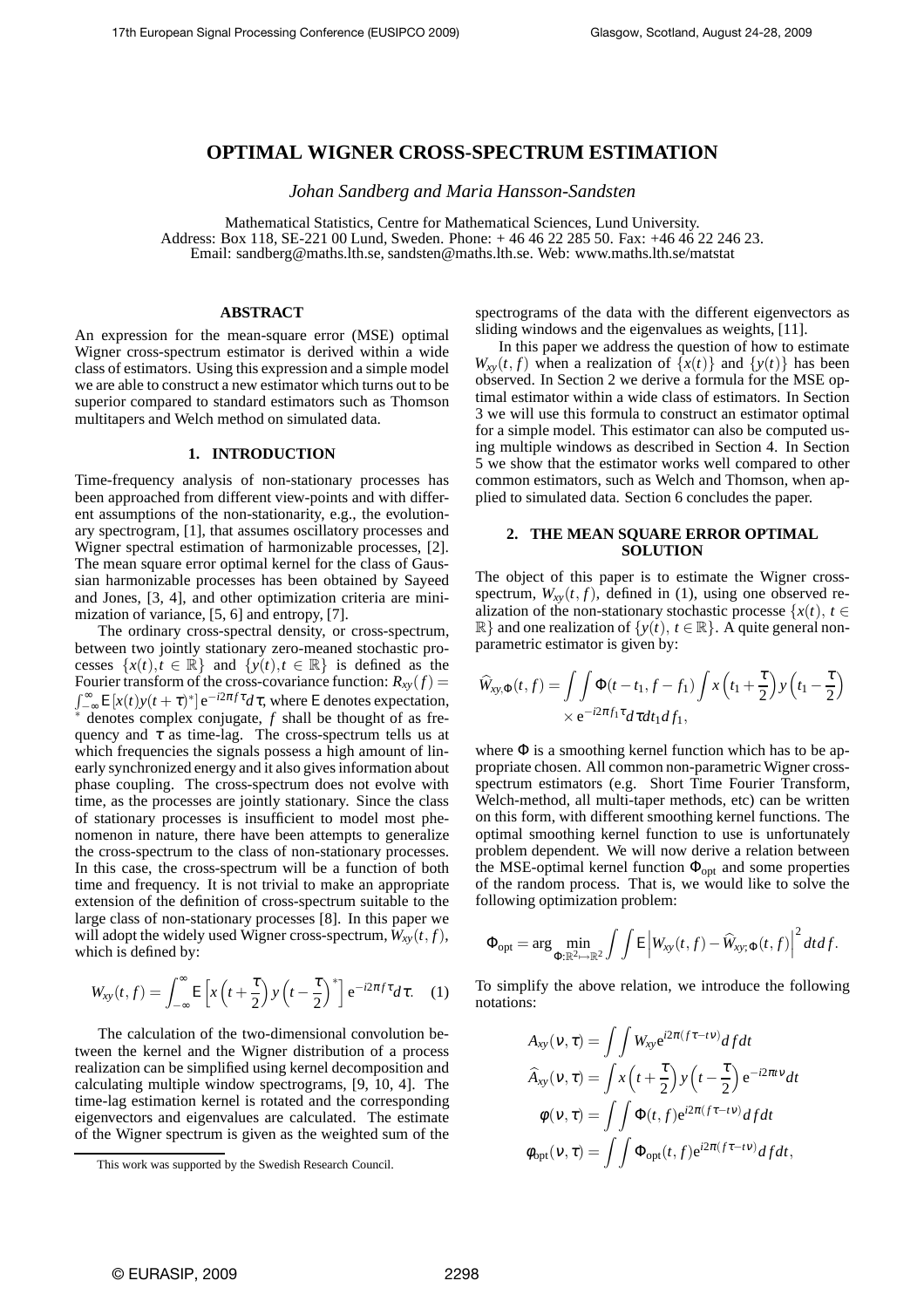# OPTIMAL WIGNER CROSS-SPECTRUM ESTIMATION

*Johan Sandberg and Maria Hansson-Sandsten*

Mathematical Statistics, Centre for Mathematical Sciences, Lund University.
Address: Box 118, SE-221 00 Lund, Sweden. Phone: + 46 46 22 285 50. Fax: +46 46 22 246 23.
Email: sandberg@maths.lth.se, sandsten@maths.lth.se. Web: www.maths.lth.se/matstat

## ABSTRACT

An expression for the mean-square error (MSE) optimal Wigner cross-spectrum estimator is derived within a wide class of estimators. Using this expression and a simple model we are able to construct a new estimator which turns out to be superior compared to standard estimators such as Thomson multitapers and Welch method on simulated data.

## 1. INTRODUCTION

Time-frequency analysis of non-stationary processes has been approached from different view-points and with different assumptions of the non-stationarity, e.g., the evolutionary spectrogram, [1], that assumes oscillatory processes and Wigner spectral estimation of harmonizable processes, [2]. The mean square error optimal kernel for the class of Gaussian harmonizable processes has been obtained by Sayeed and Jones, [3, 4], and other optimization criteria are minimization of variance, [5, 6] and entropy, [7].

The ordinary cross-spectral density, or cross-spectrum, between two jointly stationary zero-meaned stochastic processes $\{x(t), t \in \mathbb{R}\}$ and $\{y(t), t \in \mathbb{R}\}$ is defined as the Fourier transform of the cross-covariance function: $R_{xy}(f) = \int_{-\infty}^{\infty} \mathsf{E}\left[x(t)y(t+\tau)^*\right] \mathrm{e}^{-i2\pi f \tau} d\tau$, where $\mathsf{E}$ denotes expectation, $^*$ denotes complex conjugate, $f$ shall be thought of as frequency and $\tau$ as time-lag. The cross-spectrum tells us at which frequencies the signals possess a high amount of linearly synchronized energy and it also gives information about phase coupling. The cross-spectrum does not evolve with time, as the processes are jointly stationary. Since the class of stationary processes is insufficient to model most phenomenon in nature, there have been attempts to generalize the cross-spectrum to the class of non-stationary processes. In this case, the cross-spectrum will be a function of both time and frequency. It is not trivial to make an appropriate extension of the definition of cross-spectrum suitable to the large class of non-stationary processes [8]. In this paper we will adopt the widely used Wigner cross-spectrum, $W_{xy}(t, f)$, which is defined by:

$$W_{xy}(t, f) = \int_{-\infty}^{\infty} \mathsf{E}\left[x\left(t+\frac{\tau}{2}\right) y\left(t-\frac{\tau}{2}\right)^*\right] \mathrm{e}^{-i2\pi f \tau} d\tau. \quad (1)$$

The calculation of the two-dimensional convolution between the kernel and the Wigner distribution of a process realization can be simplified using kernel decomposition and calculating multiple window spectrograms, [9, 10, 4]. The time-lag estimation kernel is rotated and the corresponding eigenvectors and eigenvalues are calculated. The estimate of the Wigner spectrum is given as the weighted sum of the spectrograms of the data with the different eigenvectors as sliding windows and the eigenvalues as weights, [11].

In this paper we address the question of how to estimate $W_{xy}(t, f)$ when a realization of $\{x(t)\}$ and $\{y(t)\}$ has been observed. In Section 2 we derive a formula for the MSE optimal estimator within a wide class of estimators. In Section 3 we will use this formula to construct an estimator optimal for a simple model. This estimator can also be computed using multiple windows as described in Section 4. In Section 5 we show that the estimator works well compared to other common estimators, such as Welch and Thomson, when applied to simulated data. Section 6 concludes the paper.

## 2. THE MEAN SQUARE ERROR OPTIMAL SOLUTION

The object of this paper is to estimate the Wigner cross-spectrum, $W_{xy}(t, f)$, defined in (1), using one observed realization of the non-stationary stochastic processe $\{x(t),\ t \in \mathbb{R}\}$ and one realization of $\{y(t),\ t \in \mathbb{R}\}$. A quite general non-parametric estimator is given by:

$$\widehat{W}_{xy,\Phi}(t, f) = \int\int \Phi(t-t_1, f-f_1) \int x\left(t_1+\frac{\tau}{2}\right) y\left(t_1-\frac{\tau}{2}\right) \times \mathrm{e}^{-i2\pi f_1 \tau} d\tau dt_1 df_1,$$

where $\Phi$ is a smoothing kernel function which has to be appropriate chosen. All common non-parametric Wigner cross-spectrum estimators (e.g. Short Time Fourier Transform, Welch-method, all multi-taper methods, etc) can be written on this form, with different smoothing kernel functions. The optimal smoothing kernel function to use is unfortunately problem dependent. We will now derive a relation between the MSE-optimal kernel function $\Phi_{\text{opt}}$ and some properties of the random process. That is, we would like to solve the following optimization problem:

$$\Phi_{\text{opt}} = \arg \min_{\Phi:\mathbb{R}^2 \mapsto \mathbb{R}^2} \int\int \mathsf{E}\left|W_{xy}(t, f) - \widehat{W}_{xy;\Phi}(t, f)\right|^2 dt df.$$

To simplify the above relation, we introduce the following notations:

$$A_{xy}(\nu, \tau) = \int\int W_{xy} \mathrm{e}^{i2\pi(f\tau - t\nu)} df dt$$

$$\widehat{A}_{xy}(\nu, \tau) = \int x\left(t+\frac{\tau}{2}\right) y\left(t-\frac{\tau}{2}\right) \mathrm{e}^{-i2\pi t \nu} dt$$

$$\phi(\nu, \tau) = \int\int \Phi(t, f) \mathrm{e}^{i2\pi(f\tau - t\nu)} df dt$$

$$\phi_{\text{opt}}(\nu, \tau) = \int\int \Phi_{\text{opt}}(t, f) \mathrm{e}^{i2\pi(f\tau - t\nu)} df dt,$$

This work was supported by the Swedish Research Council.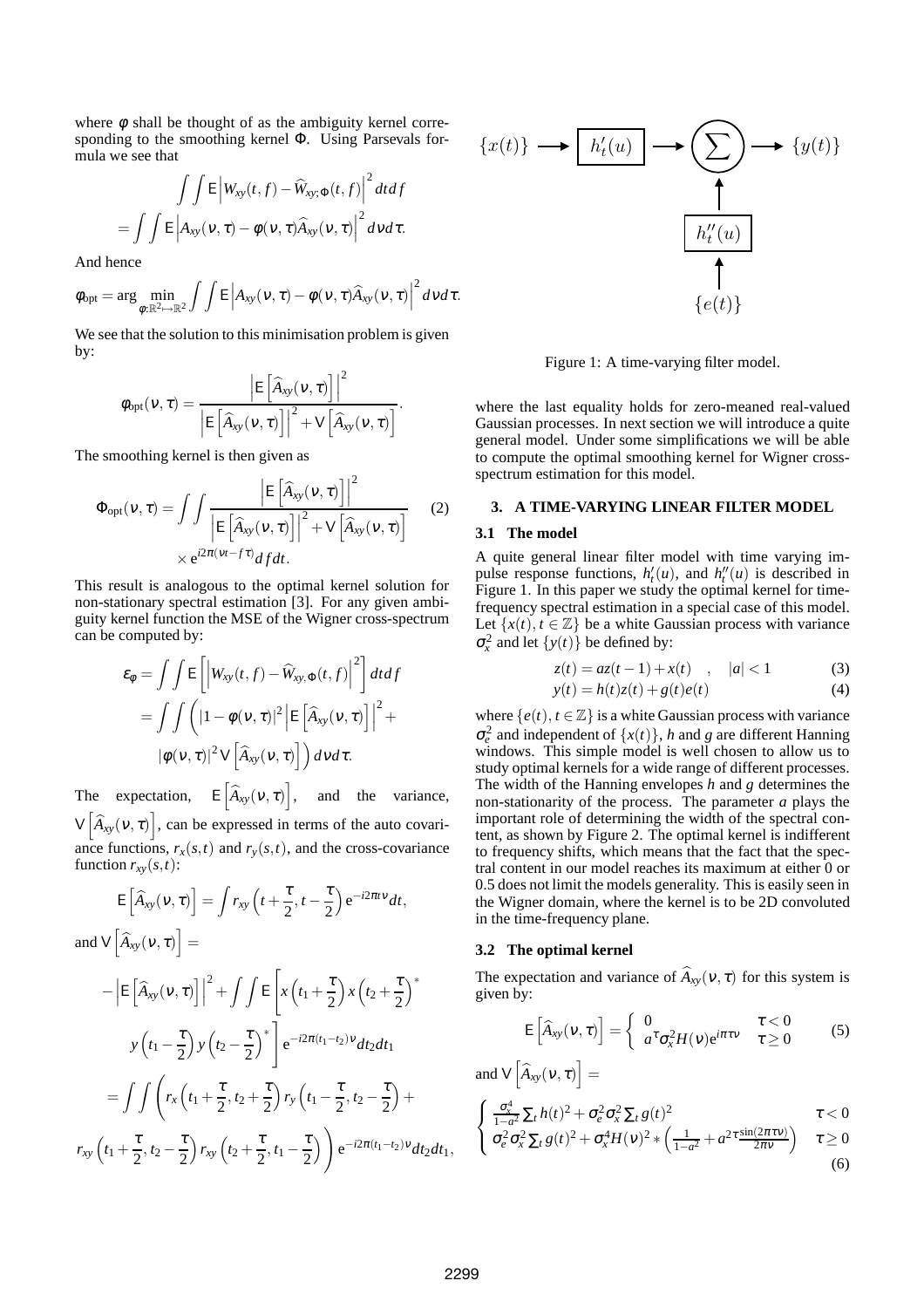where $\phi$ shall be thought of as the ambiguity kernel corresponding to the smoothing kernel $\Phi$. Using Parsevals formula we see that

$$\int\int \mathsf{E}\left|W_{xy}(t,f) - \widehat{W}_{xy;\Phi}(t,f)\right|^2 dt df$$

$$= \int\int \mathsf{E}\left|A_{xy}(\nu,\tau) - \phi(\nu,\tau)\widehat{A}_{xy}(\nu,\tau)\right|^2 d\nu d\tau.$$

And hence

$$\phi_{\text{opt}} = \arg\min_{\phi:\mathbb{R}^2\mapsto\mathbb{R}^2} \int\int \mathsf{E}\left|A_{xy}(\nu,\tau) - \phi(\nu,\tau)\widehat{A}_{xy}(\nu,\tau)\right|^2 d\nu d\tau.$$

We see that the solution to this minimisation problem is given by:

$$\phi_{\text{opt}}(\nu,\tau) = \frac{\left|\mathsf{E}\left[\widehat{A}_{xy}(\nu,\tau)\right]\right|^2}{\left|\mathsf{E}\left[\widehat{A}_{xy}(\nu,\tau)\right]\right|^2 + \mathsf{V}\left[\widehat{A}_{xy}(\nu,\tau)\right]}.$$

The smoothing kernel is then given as

$$\Phi_{\text{opt}}(\nu,\tau) = \int\int \frac{\left|\mathsf{E}\left[\widehat{A}_{xy}(\nu,\tau)\right]\right|^2}{\left|\mathsf{E}\left[\widehat{A}_{xy}(\nu,\tau)\right]\right|^2 + \mathsf{V}\left[\widehat{A}_{xy}(\nu,\tau)\right]} \times e^{i2\pi(\nu t - f\tau)} df dt. \quad (2)$$

This result is analogous to the optimal kernel solution for non-stationary spectral estimation [3]. For any given ambiguity kernel function the MSE of the Wigner cross-spectrum can be computed by:

$$\varepsilon_\phi = \int\int \mathsf{E}\left[\left|W_{xy}(t,f) - \widehat{W}_{xy,\Phi}(t,f)\right|^2\right] dt df$$

$$= \int\int \left(|1-\phi(\nu,\tau)|^2 \left|\mathsf{E}\left[\widehat{A}_{xy}(\nu,\tau)\right]\right|^2 + |\phi(\nu,\tau)|^2 \mathsf{V}\left[\widehat{A}_{xy}(\nu,\tau)\right]\right) d\nu d\tau.$$

The expectation, $\mathsf{E}\left[\widehat{A}_{xy}(\nu,\tau)\right]$, and the variance, $\mathsf{V}\left[\widehat{A}_{xy}(\nu,\tau)\right]$, can be expressed in terms of the auto covariance functions, $r_x(s,t)$ and $r_y(s,t)$, and the cross-covariance function $r_{xy}(s,t)$:

$$\mathsf{E}\left[\widehat{A}_{xy}(\nu,\tau)\right] = \int r_{xy}\left(t+\frac{\tau}{2}, t-\frac{\tau}{2}\right) e^{-i2\pi t\nu} dt,$$

and $\mathsf{V}\left[\widehat{A}_{xy}(\nu,\tau)\right] =$

$$-\left|\mathsf{E}\left[\widehat{A}_{xy}(\nu,\tau)\right]\right|^2 + \int\int \mathsf{E}\left[x\left(t_1+\frac{\tau}{2}\right)x\left(t_2+\frac{\tau}{2}\right)^* y\left(t_1-\frac{\tau}{2}\right)y\left(t_2-\frac{\tau}{2}\right)^*\right] e^{-i2\pi(t_1-t_2)\nu} dt_2 dt_1$$

$$= \int\int \left(r_x\left(t_1+\frac{\tau}{2}, t_2+\frac{\tau}{2}\right) r_y\left(t_1-\frac{\tau}{2}, t_2-\frac{\tau}{2}\right) + r_{xy}\left(t_1+\frac{\tau}{2}, t_2-\frac{\tau}{2}\right) r_{xy}\left(t_2+\frac{\tau}{2}, t_1-\frac{\tau}{2}\right)\right) e^{-i2\pi(t_1-t_2)\nu} dt_2 dt_1,$$

where the last equality holds for zero-meaned real-valued Gaussian processes. In next section we will introduce a quite general model. Under some simplifications we will be able to compute the optimal smoothing kernel for Wigner cross-spectrum estimation for this model.

Figure 1: A time-varying filter model.

## 3. A TIME-VARYING LINEAR FILTER MODEL

### 3.1 The model

A quite general linear filter model with time varying impulse response functions, $h'_t(u)$, and $h''_t(u)$ is described in Figure 1. In this paper we study the optimal kernel for time-frequency spectral estimation in a special case of this model. Let $\{x(t), t\in\mathbb{Z}\}$ be a white Gaussian process with variance $\sigma_x^2$ and let $\{y(t)\}$ be defined by:

$$z(t) = az(t-1) + x(t) \quad , \quad |a| < 1 \quad (3)$$

$$y(t) = h(t)z(t) + g(t)e(t) \quad (4)$$

where $\{e(t), t\in\mathbb{Z}\}$ is a white Gaussian process with variance $\sigma_e^2$ and independent of $\{x(t)\}$, $h$ and $g$ are different Hanning windows. This simple model is well chosen to allow us to study optimal kernels for a wide range of different processes. The width of the Hanning envelopes $h$ and $g$ determines the non-stationarity of the process. The parameter $a$ plays the important role of determining the width of the spectral content, as shown by Figure 2. The optimal kernel is indifferent to frequency shifts, which means that the fact that the spectral content in our model reaches its maximum at either 0 or 0.5 does not limit the models generality. This is easily seen in the Wigner domain, where the kernel is to be 2D convoluted in the time-frequency plane.

### 3.2 The optimal kernel

The expectation and variance of $\widehat{A}_{xy}(\nu,\tau)$ for this system is given by:

$$\mathsf{E}\left[\widehat{A}_{xy}(\nu,\tau)\right] = \begin{cases} 0 & \tau < 0 \\ a^\tau \sigma_x^2 H(\nu) e^{i\pi\tau\nu} & \tau \geq 0 \end{cases} \quad (5)$$

and $\mathsf{V}\left[\widehat{A}_{xy}(\nu,\tau)\right] =$

$$\begin{cases} \frac{\sigma_x^4}{1-a^2}\sum_t h(t)^2 + \sigma_e^2\sigma_x^2\sum_t g(t)^2 & \tau < 0 \\ \sigma_e^2\sigma_x^2\sum_t g(t)^2 + \sigma_x^4 H(\nu)^2 * \left(\frac{1}{1-a^2} + a^{2\tau}\frac{\sin(2\pi\tau\nu)}{2\pi\nu}\right) & \tau \geq 0 \end{cases} \quad (6)$$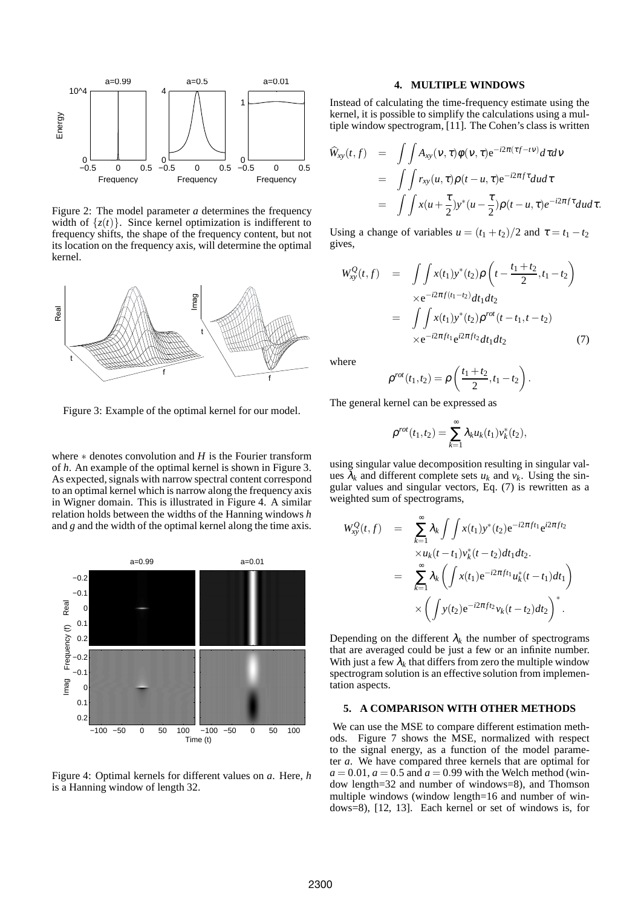Figure 2: The model parameter $a$ determines the frequency width of $\{z(t)\}$. Since kernel optimization is indifferent to frequency shifts, the shape of the frequency content, but not its location on the frequency axis, will determine the optimal kernel.

Figure 3: Example of the optimal kernel for our model.

where $*$ denotes convolution and $H$ is the Fourier transform of $h$. An example of the optimal kernel is shown in Figure 3. As expected, signals with narrow spectral content correspond to an optimal kernel which is narrow along the frequency axis in Wigner domain. This is illustrated in Figure 4. A similar relation holds between the widths of the Hanning windows $h$ and $g$ and the width of the optimal kernel along the time axis.

Figure 4: Optimal kernels for different values on $a$. Here, $h$ is a Hanning window of length 32.

## 4. MULTIPLE WINDOWS

Instead of calculating the time-frequency estimate using the kernel, it is possible to simplify the calculations using a multiple window spectrogram, [11]. The Cohen's class is written

$$
\begin{aligned}
\widehat{W}_{xy}(t,f) &= \int\int A_{xy}(\nu,\tau)\phi(\nu,\tau)e^{-i2\pi(\tau f - t\nu)}d\tau d\nu \\
&= \int\int r_{xy}(u,\tau)\rho(t-u,\tau)e^{-i2\pi f\tau}du d\tau \\
&= \int\int x(u+\frac{\tau}{2})y^*(u-\frac{\tau}{2})\rho(t-u,\tau)e^{-i2\pi f\tau}du d\tau.
\end{aligned}
$$

Using a change of variables $u = (t_1+t_2)/2$ and $\tau = t_1 - t_2$ gives,

$$
\begin{aligned}
W_{xy}^{Q}(t,f) &= \int\int x(t_1)y^*(t_2)\rho\left(t-\frac{t_1+t_2}{2}, t_1-t_2\right) \\
&\quad \times e^{-i2\pi f(t_1-t_2)}dt_1 dt_2 \\
&= \int\int x(t_1)y^*(t_2)\rho^{rot}(t-t_1, t-t_2) \\
&\quad \times e^{-i2\pi f t_1}e^{i2\pi f t_2}dt_1 dt_2 \qquad (7)
\end{aligned}
$$

where

$$
\rho^{rot}(t_1,t_2) = \rho\left(\frac{t_1+t_2}{2}, t_1-t_2\right).
$$

The general kernel can be expressed as

$$
\rho^{rot}(t_1,t_2) = \sum_{k=1}^{\infty}\lambda_k u_k(t_1)v_k^*(t_2),
$$

using singular value decomposition resulting in singular values $\lambda_k$ and different complete sets $u_k$ and $v_k$. Using the singular values and singular vectors, Eq. (7) is rewritten as a weighted sum of spectrograms,

$$
\begin{aligned}
W_{xy}^{Q}(t,f) &= \sum_{k=1}^{\infty}\lambda_k\int\int x(t_1)y^*(t_2)e^{-i2\pi f t_1}e^{i2\pi f t_2} \\
&\quad \times u_k(t-t_1)v_k^*(t-t_2)dt_1 dt_2. \\
&= \sum_{k=1}^{\infty}\lambda_k\left(\int x(t_1)e^{-i2\pi f t_1}u_k^*(t-t_1)dt_1\right) \\
&\quad \times\left(\int y(t_2)e^{-i2\pi f t_2}v_k(t-t_2)dt_2\right)^*.
\end{aligned}
$$

Depending on the different $\lambda_k$ the number of spectrograms that are averaged could be just a few or an infinite number. With just a few $\lambda_k$ that differs from zero the multiple window spectrogram solution is an effective solution from implementation aspects.

## 5. A COMPARISON WITH OTHER METHODS

We can use the MSE to compare different estimation methods. Figure 7 shows the MSE, normalized with respect to the signal energy, as a function of the model parameter $a$. We have compared three kernels that are optimal for $a = 0.01$, $a = 0.5$ and $a = 0.99$ with the Welch method (window length=32 and number of windows=8), and Thomson multiple windows (window length=16 and number of windows=8), [12, 13]. Each kernel or set of windows is, for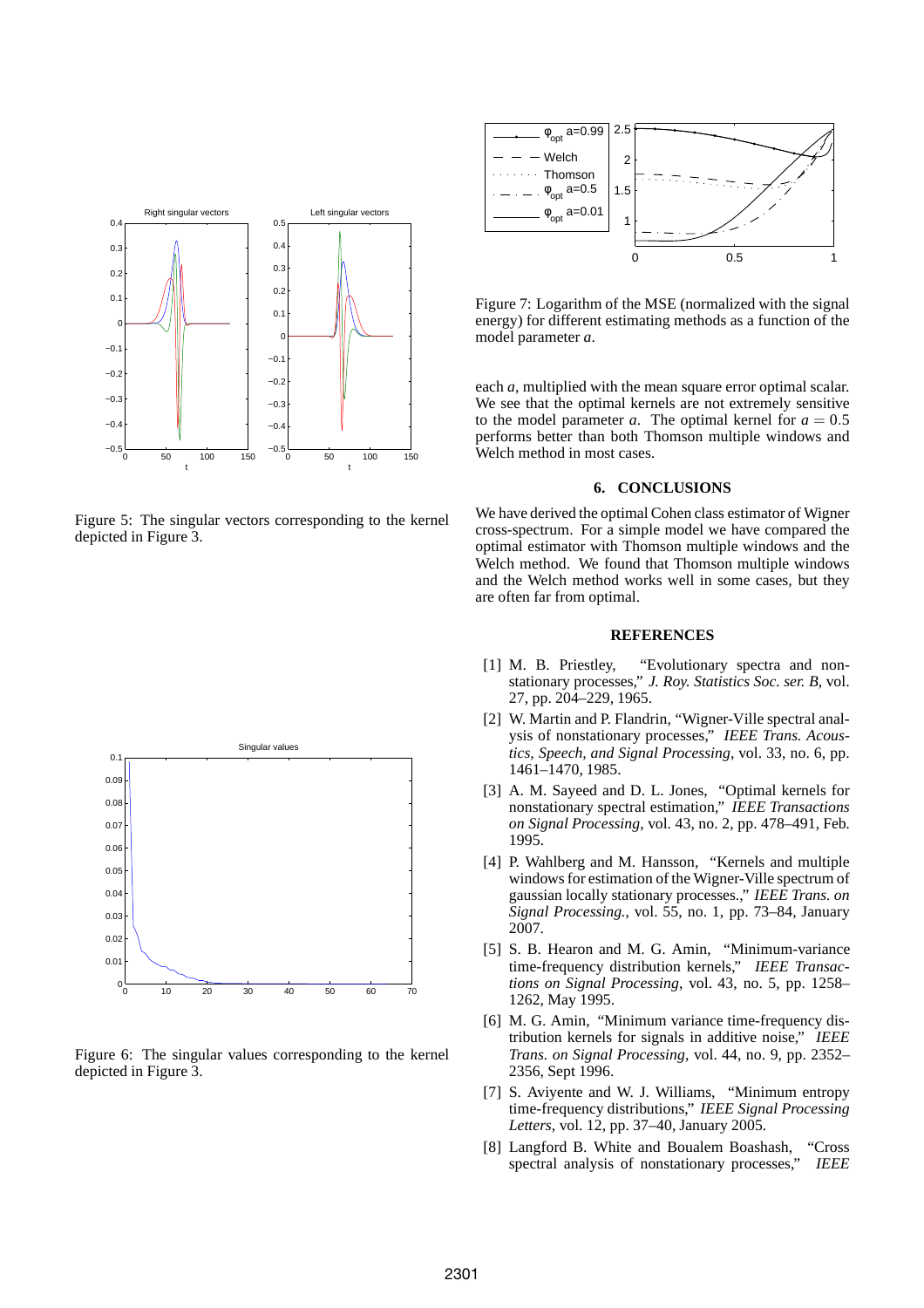Figure 5: The singular vectors corresponding to the kernel depicted in Figure 3.

Figure 6: The singular values corresponding to the kernel depicted in Figure 3.

Figure 7: Logarithm of the MSE (normalized with the signal energy) for different estimating methods as a function of the model parameter $a$.

each $a$, multiplied with the mean square error optimal scalar. We see that the optimal kernels are not extremely sensitive to the model parameter $a$. The optimal kernel for $a = 0.5$ performs better than both Thomson multiple windows and Welch method in most cases.

## 6. CONCLUSIONS

We have derived the optimal Cohen class estimator of Wigner cross-spectrum. For a simple model we have compared the optimal estimator with Thomson multiple windows and the Welch method. We found that Thomson multiple windows and the Welch method works well in some cases, but they are often far from optimal.

## REFERENCES

[1] M. B. Priestley, "Evolutionary spectra and non-stationary processes," *J. Roy. Statistics Soc. ser. B*, vol. 27, pp. 204–229, 1965.

[2] W. Martin and P. Flandrin, "Wigner-Ville spectral analysis of nonstationary processes," *IEEE Trans. Acoustics, Speech, and Signal Processing*, vol. 33, no. 6, pp. 1461–1470, 1985.

[3] A. M. Sayeed and D. L. Jones, "Optimal kernels for nonstationary spectral estimation," *IEEE Transactions on Signal Processing*, vol. 43, no. 2, pp. 478–491, Feb. 1995.

[4] P. Wahlberg and M. Hansson, "Kernels and multiple windows for estimation of the Wigner-Ville spectrum of gaussian locally stationary processes.," *IEEE Trans. on Signal Processing.*, vol. 55, no. 1, pp. 73–84, January 2007.

[5] S. B. Hearon and M. G. Amin, "Minimum-variance time-frequency distribution kernels," *IEEE Transactions on Signal Processing*, vol. 43, no. 5, pp. 1258–1262, May 1995.

[6] M. G. Amin, "Minimum variance time-frequency distribution kernels for signals in additive noise," *IEEE Trans. on Signal Processing*, vol. 44, no. 9, pp. 2352–2356, Sept 1996.

[7] S. Aviyente and W. J. Williams, "Minimum entropy time-frequency distributions," *IEEE Signal Processing Letters*, vol. 12, pp. 37–40, January 2005.

[8] Langford B. White and Boualem Boashash, "Cross spectral analysis of nonstationary processes," *IEEE*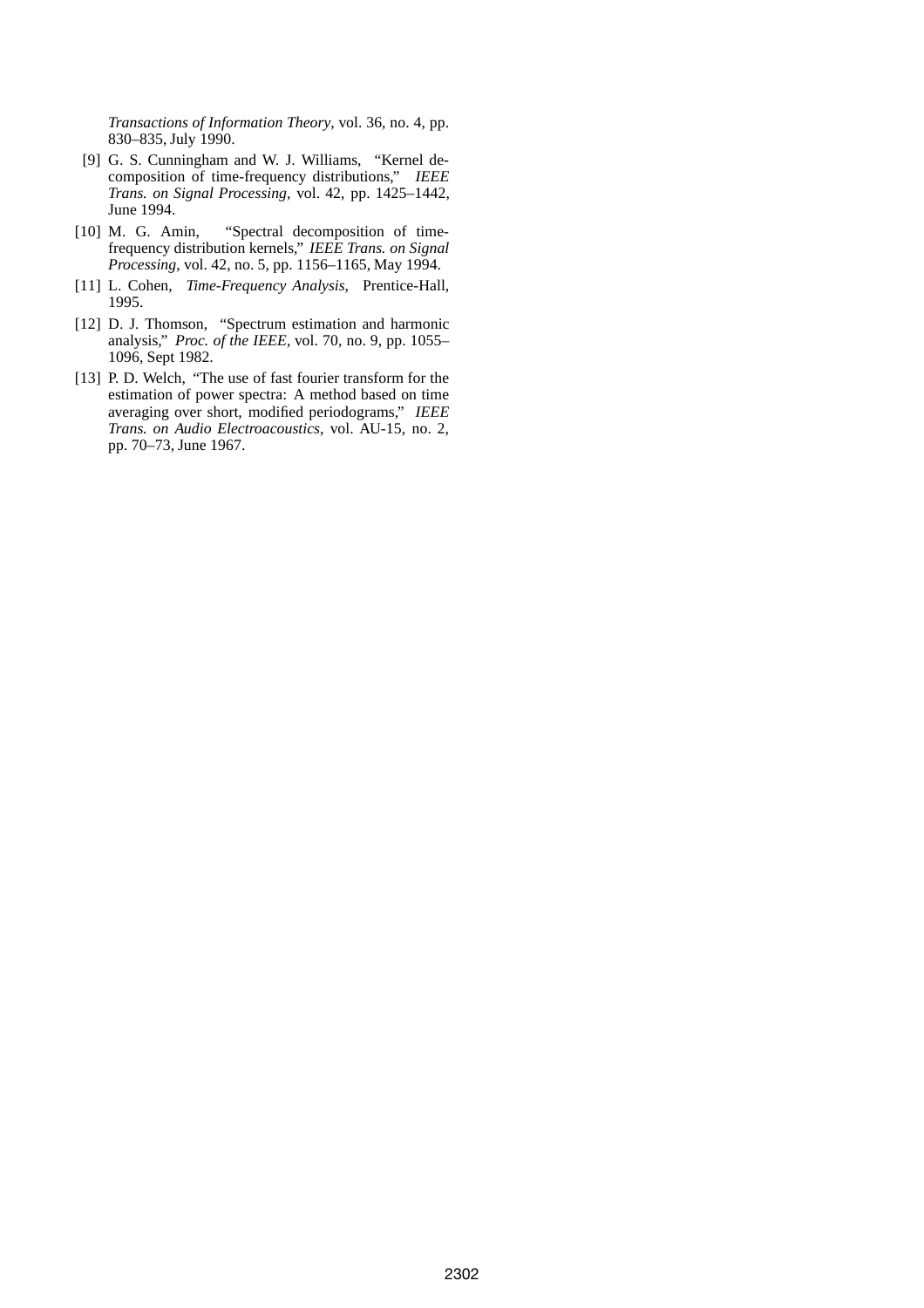*Transactions of Information Theory*, vol. 36, no. 4, pp. 830–835, July 1990.

[9] G. S. Cunningham and W. J. Williams, "Kernel decomposition of time-frequency distributions," *IEEE Trans. on Signal Processing*, vol. 42, pp. 1425–1442, June 1994.

[10] M. G. Amin, "Spectral decomposition of time-frequency distribution kernels," *IEEE Trans. on Signal Processing*, vol. 42, no. 5, pp. 1156–1165, May 1994.

[11] L. Cohen, *Time-Frequency Analysis*, Prentice-Hall, 1995.

[12] D. J. Thomson, "Spectrum estimation and harmonic analysis," *Proc. of the IEEE*, vol. 70, no. 9, pp. 1055–1096, Sept 1982.

[13] P. D. Welch, "The use of fast fourier transform for the estimation of power spectra: A method based on time averaging over short, modified periodograms," *IEEE Trans. on Audio Electroacoustics*, vol. AU-15, no. 2, pp. 70–73, June 1967.